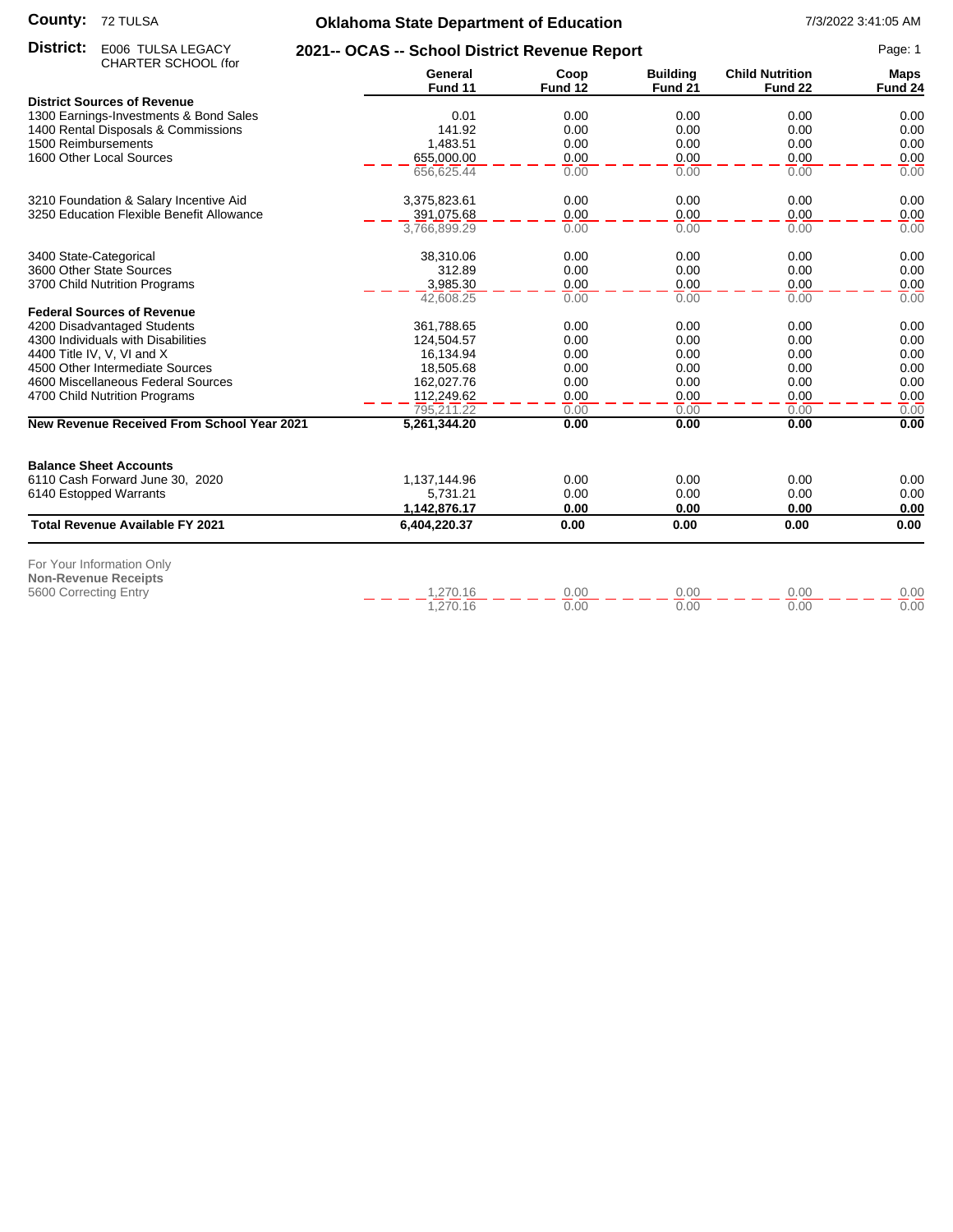**County:** 72 TULSA

**Oklahoma State Department of Education**

7/3/2022 3:41:05 AM

**District:** E006 TULSA LEGACY CHARTER SCHOOL (for

**2021-- OCAS -- School District Revenue Report**

| | General Fund 11 | Coop Fund 12 | Building Fund 21 | Child Nutrition Fund 22 | Maps Fund 24 |
|---|---|---|---|---|---|
| **District Sources of Revenue** | | | | | |
| 1300 Earnings-Investments & Bond Sales | 0.01 | 0.00 | 0.00 | 0.00 | 0.00 |
| 1400 Rental Disposals & Commissions | 141.92 | 0.00 | 0.00 | 0.00 | 0.00 |
| 1500 Reimbursements | 1,483.51 | 0.00 | 0.00 | 0.00 | 0.00 |
| 1600 Other Local Sources | 655,000.00 | 0.00 | 0.00 | 0.00 | 0.00 |
| | 656,625.44 | 0.00 | 0.00 | 0.00 | 0.00 |
| 3210 Foundation & Salary Incentive Aid | 3,375,823.61 | 0.00 | 0.00 | 0.00 | 0.00 |
| 3250 Education Flexible Benefit Allowance | 391,075.68 | 0.00 | 0.00 | 0.00 | 0.00 |
| | 3,766,899.29 | 0.00 | 0.00 | 0.00 | 0.00 |
| 3400 State-Categorical | 38,310.06 | 0.00 | 0.00 | 0.00 | 0.00 |
| 3600 Other State Sources | 312.89 | 0.00 | 0.00 | 0.00 | 0.00 |
| 3700 Child Nutrition Programs | 3,985.30 | 0.00 | 0.00 | 0.00 | 0.00 |
| | 42,608.25 | 0.00 | 0.00 | 0.00 | 0.00 |
| **Federal Sources of Revenue** | | | | | |
| 4200 Disadvantaged Students | 361,788.65 | 0.00 | 0.00 | 0.00 | 0.00 |
| 4300 Individuals with Disabilities | 124,504.57 | 0.00 | 0.00 | 0.00 | 0.00 |
| 4400 Title IV, V, VI and X | 16,134.94 | 0.00 | 0.00 | 0.00 | 0.00 |
| 4500 Other Intermediate Sources | 18,505.68 | 0.00 | 0.00 | 0.00 | 0.00 |
| 4600 Miscellaneous Federal Sources | 162,027.76 | 0.00 | 0.00 | 0.00 | 0.00 |
| 4700 Child Nutrition Programs | 112,249.62 | 0.00 | 0.00 | 0.00 | 0.00 |
| | 795,211.22 | 0.00 | 0.00 | 0.00 | 0.00 |
| **New Revenue Received From School Year 2021** | **5,261,344.20** | **0.00** | **0.00** | **0.00** | **0.00** |
| **Balance Sheet Accounts** | | | | | |
| 6110 Cash Forward June 30, 2020 | 1,137,144.96 | 0.00 | 0.00 | 0.00 | 0.00 |
| 6140 Estopped Warrants | 5,731.21 | 0.00 | 0.00 | 0.00 | 0.00 |
| | **1,142,876.17** | **0.00** | **0.00** | **0.00** | **0.00** |
| **Total Revenue Available FY 2021** | **6,404,220.37** | **0.00** | **0.00** | **0.00** | **0.00** |

For Your Information Only

| **Non-Revenue Receipts** | General Fund 11 | Coop Fund 12 | Building Fund 21 | Child Nutrition Fund 22 | Maps Fund 24 |
|---|---|---|---|---|---|
| 5600 Correcting Entry | 1,270.16 | 0.00 | 0.00 | 0.00 | 0.00 |
| | 1,270.16 | 0.00 | 0.00 | 0.00 | 0.00 |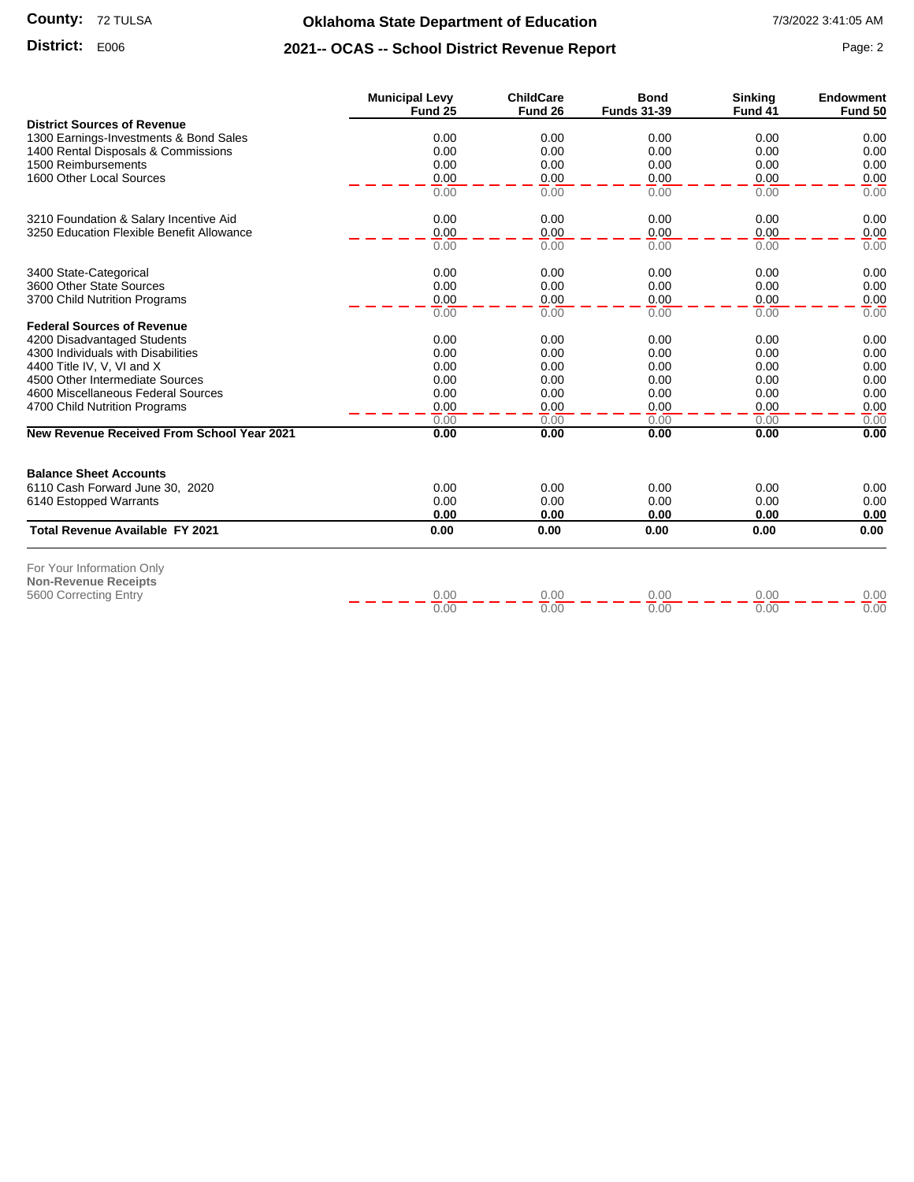**County:** 72 TULSA

**District:** E006

## Oklahoma State Department of Education

## 2021-- OCAS -- School District Revenue Report

7/3/2022 3:41:05 AM

| | Municipal Levy Fund 25 | ChildCare Fund 26 | Bond Funds 31-39 | Sinking Fund 41 | Endowment Fund 50 |
|---|---|---|---|---|---|
| **District Sources of Revenue** | | | | | |
| 1300 Earnings-Investments & Bond Sales | 0.00 | 0.00 | 0.00 | 0.00 | 0.00 |
| 1400 Rental Disposals & Commissions | 0.00 | 0.00 | 0.00 | 0.00 | 0.00 |
| 1500 Reimbursements | 0.00 | 0.00 | 0.00 | 0.00 | 0.00 |
| 1600 Other Local Sources | 0.00 | 0.00 | 0.00 | 0.00 | 0.00 |
| | 0.00 | 0.00 | 0.00 | 0.00 | 0.00 |
| 3210 Foundation & Salary Incentive Aid | 0.00 | 0.00 | 0.00 | 0.00 | 0.00 |
| 3250 Education Flexible Benefit Allowance | 0.00 | 0.00 | 0.00 | 0.00 | 0.00 |
| | 0.00 | 0.00 | 0.00 | 0.00 | 0.00 |
| 3400 State-Categorical | 0.00 | 0.00 | 0.00 | 0.00 | 0.00 |
| 3600 Other State Sources | 0.00 | 0.00 | 0.00 | 0.00 | 0.00 |
| 3700 Child Nutrition Programs | 0.00 | 0.00 | 0.00 | 0.00 | 0.00 |
| | 0.00 | 0.00 | 0.00 | 0.00 | 0.00 |
| **Federal Sources of Revenue** | | | | | |
| 4200 Disadvantaged Students | 0.00 | 0.00 | 0.00 | 0.00 | 0.00 |
| 4300 Individuals with Disabilities | 0.00 | 0.00 | 0.00 | 0.00 | 0.00 |
| 4400 Title IV, V, VI and X | 0.00 | 0.00 | 0.00 | 0.00 | 0.00 |
| 4500 Other Intermediate Sources | 0.00 | 0.00 | 0.00 | 0.00 | 0.00 |
| 4600 Miscellaneous Federal Sources | 0.00 | 0.00 | 0.00 | 0.00 | 0.00 |
| 4700 Child Nutrition Programs | 0.00 | 0.00 | 0.00 | 0.00 | 0.00 |
| | 0.00 | 0.00 | 0.00 | 0.00 | 0.00 |
| **New Revenue Received From School Year 2021** | **0.00** | **0.00** | **0.00** | **0.00** | **0.00** |
| **Balance Sheet Accounts** | | | | | |
| 6110 Cash Forward June 30, 2020 | 0.00 | 0.00 | 0.00 | 0.00 | 0.00 |
| 6140 Estopped Warrants | 0.00 | 0.00 | 0.00 | 0.00 | 0.00 |
| | **0.00** | **0.00** | **0.00** | **0.00** | **0.00** |
| **Total Revenue Available FY 2021** | **0.00** | **0.00** | **0.00** | **0.00** | **0.00** |

For Your Information Only

**Non-Revenue Receipts**

| | Municipal Levy Fund 25 | ChildCare Fund 26 | Bond Funds 31-39 | Sinking Fund 41 | Endowment Fund 50 |
|---|---|---|---|---|---|
| 5600 Correcting Entry | 0.00 | 0.00 | 0.00 | 0.00 | 0.00 |
| | 0.00 | 0.00 | 0.00 | 0.00 | 0.00 |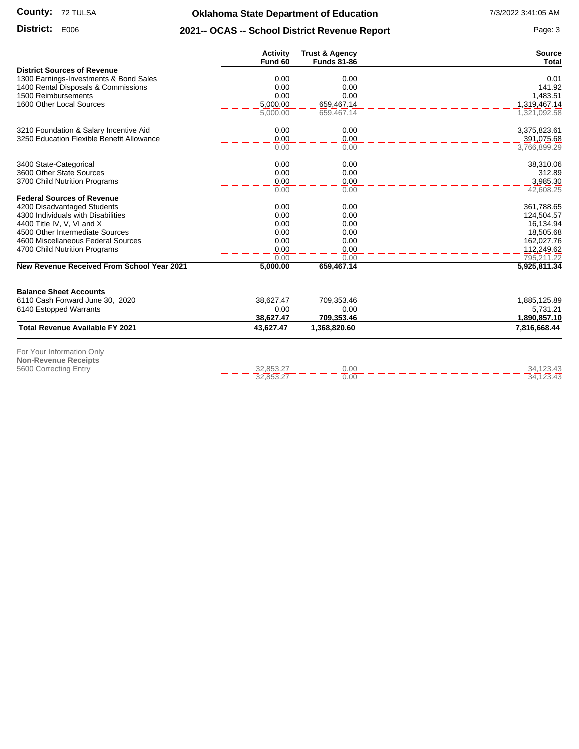**County:** 72 TULSA

**District:** E006

## Oklahoma State Department of Education

## 2021-- OCAS -- School District Revenue Report

7/3/2022 3:41:05 AM

| | Activity Fund 60 | Trust & Agency Funds 81-86 | Source Total |
|---|---|---|---|
| **District Sources of Revenue** | | | |
| 1300 Earnings-Investments & Bond Sales | 0.00 | 0.00 | 0.01 |
| 1400 Rental Disposals & Commissions | 0.00 | 0.00 | 141.92 |
| 1500 Reimbursements | 0.00 | 0.00 | 1,483.51 |
| 1600 Other Local Sources | 5,000.00 | 659,467.14 | 1,319,467.14 |
| | 5,000.00 | 659,467.14 | 1,321,092.58 |
| 3210 Foundation & Salary Incentive Aid | 0.00 | 0.00 | 3,375,823.61 |
| 3250 Education Flexible Benefit Allowance | 0.00 | 0.00 | 391,075.68 |
| | 0.00 | 0.00 | 3,766,899.29 |
| 3400 State-Categorical | 0.00 | 0.00 | 38,310.06 |
| 3600 Other State Sources | 0.00 | 0.00 | 312.89 |
| 3700 Child Nutrition Programs | 0.00 | 0.00 | 3,985.30 |
| | 0.00 | 0.00 | 42,608.25 |
| **Federal Sources of Revenue** | | | |
| 4200 Disadvantaged Students | 0.00 | 0.00 | 361,788.65 |
| 4300 Individuals with Disabilities | 0.00 | 0.00 | 124,504.57 |
| 4400 Title IV, V, VI and X | 0.00 | 0.00 | 16,134.94 |
| 4500 Other Intermediate Sources | 0.00 | 0.00 | 18,505.68 |
| 4600 Miscellaneous Federal Sources | 0.00 | 0.00 | 162,027.76 |
| 4700 Child Nutrition Programs | 0.00 | 0.00 | 112,249.62 |
| | 0.00 | 0.00 | 795,211.22 |
| **New Revenue Received From School Year 2021** | **5,000.00** | **659,467.14** | **5,925,811.34** |
| **Balance Sheet Accounts** | | | |
| 6110 Cash Forward June 30, 2020 | 38,627.47 | 709,353.46 | 1,885,125.89 |
| 6140 Estopped Warrants | 0.00 | 0.00 | 5,731.21 |
| | **38,627.47** | **709,353.46** | **1,890,857.10** |
| **Total Revenue Available FY 2021** | **43,627.47** | **1,368,820.60** | **7,816,668.44** |

For Your Information Only

| | Activity Fund 60 | Trust & Agency Funds 81-86 | Source Total |
|---|---|---|---|
| **Non-Revenue Receipts** | | | |
| 5600 Correcting Entry | 32,853.27 | 0.00 | 34,123.43 |
| | 32,853.27 | 0.00 | 34,123.43 |